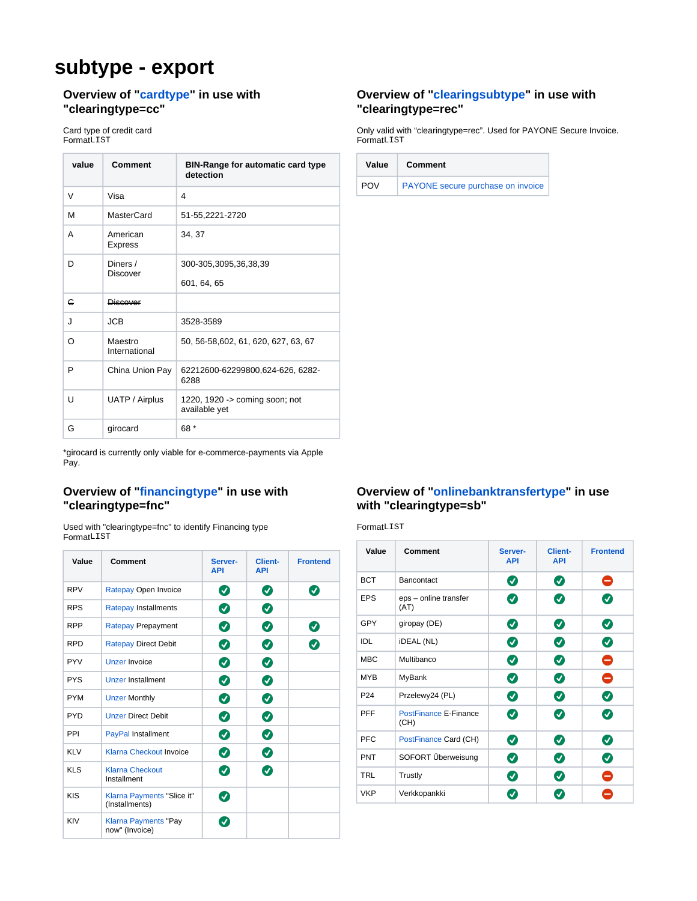# subtype - export

## Overview of "cardtype" in use with "clearingtype=cc"

Card type of credit card
FormatLIST

| value | Comment | BIN-Range for automatic card type detection |
|---|---|---|
| V | Visa | 4 |
| M | MasterCard | 51-55,2221-2720 |
| A | American Express | 34, 37 |
| D | Diners / Discover | 300-305,3095,36,38,39<br><br>601, 64, 65 |
| ~~C~~ | ~~Discover~~ | |
| J | JCB | 3528-3589 |
| O | Maestro International | 50, 56-58,602, 61, 620, 627, 63, 67 |
| P | China Union Pay | 62212600-62299800,624-626, 6282-6288 |
| U | UATP / Airplus | 1220, 1920 -> coming soon; not available yet |
| G | girocard | 68 * |

*girocard is currently only viable for e-commerce-payments via Apple Pay.

## Overview of "clearingsubtype" in use with "clearingtype=rec"

Only valid with "clearingtype=rec". Used for PAYONE Secure Invoice.
FormatLIST

| Value | Comment |
|---|---|
| POV | PAYONE secure purchase on invoice |

## Overview of "financingtype" in use with "clearingtype=fnc"

Used with "clearingtype=fnc" to identify Financing type
FormatLIST

| Value | Comment | Server-API | Client-API | Frontend |
|---|---|---|---|---|
| RPV | Ratepay Open Invoice | ✅ | ✅ | ✅ |
| RPS | Ratepay Installments | ✅ | ✅ | |
| RPP | Ratepay Prepayment | ✅ | ✅ | ✅ |
| RPD | Ratepay Direct Debit | ✅ | ✅ | ✅ |
| PYV | Unzer Invoice | ✅ | ✅ | |
| PYS | Unzer Installment | ✅ | ✅ | |
| PYM | Unzer Monthly | ✅ | ✅ | |
| PYD | Unzer Direct Debit | ✅ | ✅ | |
| PPI | PayPal Installment | ✅ | ✅ | |
| KLV | Klarna Checkout Invoice | ✅ | ✅ | |
| KLS | Klarna Checkout Installment | ✅ | ✅ | |
| KIS | Klarna Payments "Slice it" (Installments) | ✅ | | |
| KIV | Klarna Payments "Pay now" (Invoice) | ✅ | | |

## Overview of "onlinebanktransfertype" in use with "clearingtype=sb"

FormatLIST

| Value | Comment | Server-API | Client-API | Frontend |
|---|---|---|---|---|
| BCT | Bancontact | ✅ | ✅ | ⛔ |
| EPS | eps – online transfer (AT) | ✅ | ✅ | ✅ |
| GPY | giropay (DE) | ✅ | ✅ | ✅ |
| IDL | iDEAL (NL) | ✅ | ✅ | ✅ |
| MBC | Multibanco | ✅ | ✅ | ⛔ |
| MYB | MyBank | ✅ | ✅ | ⛔ |
| P24 | Przelewy24 (PL) | ✅ | ✅ | ✅ |
| PFF | PostFinance E-Finance (CH) | ✅ | ✅ | ✅ |
| PFC | PostFinance Card (CH) | ✅ | ✅ | ✅ |
| PNT | SOFORT Überweisung | ✅ | ✅ | ✅ |
| TRL | Trustly | ✅ | ✅ | ⛔ |
| VKP | Verkkopankki | ✅ | ✅ | ⛔ |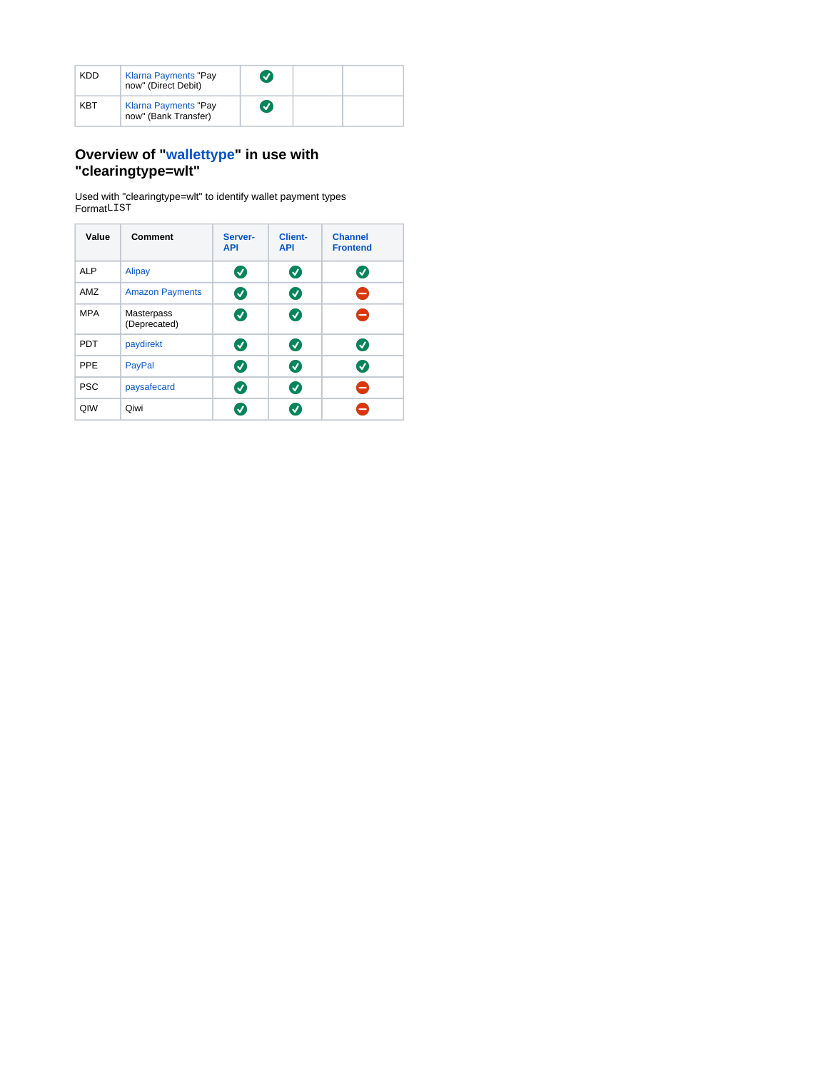| | | | | |
|---|---|---|---|---|
| KDD | Klarna Payments "Pay now" (Direct Debit) | ✅ | | |
| KBT | Klarna Payments "Pay now" (Bank Transfer) | ✅ | | |

## Overview of "wallettype" in use with "clearingtype=wlt"

Used with "clearingtype=wlt" to identify wallet payment types
Format`LIST`

| Value | Comment | Server-API | Client-API | Channel Frontend |
|---|---|---|---|---|
| ALP | Alipay | ✅ | ✅ | ✅ |
| AMZ | Amazon Payments | ✅ | ✅ | ⛔ |
| MPA | Masterpass (Deprecated) | ✅ | ✅ | ⛔ |
| PDT | paydirekt | ✅ | ✅ | ✅ |
| PPE | PayPal | ✅ | ✅ | ✅ |
| PSC | paysafecard | ✅ | ✅ | ⛔ |
| QIW | Qiwi | ✅ | ✅ | ⛔ |